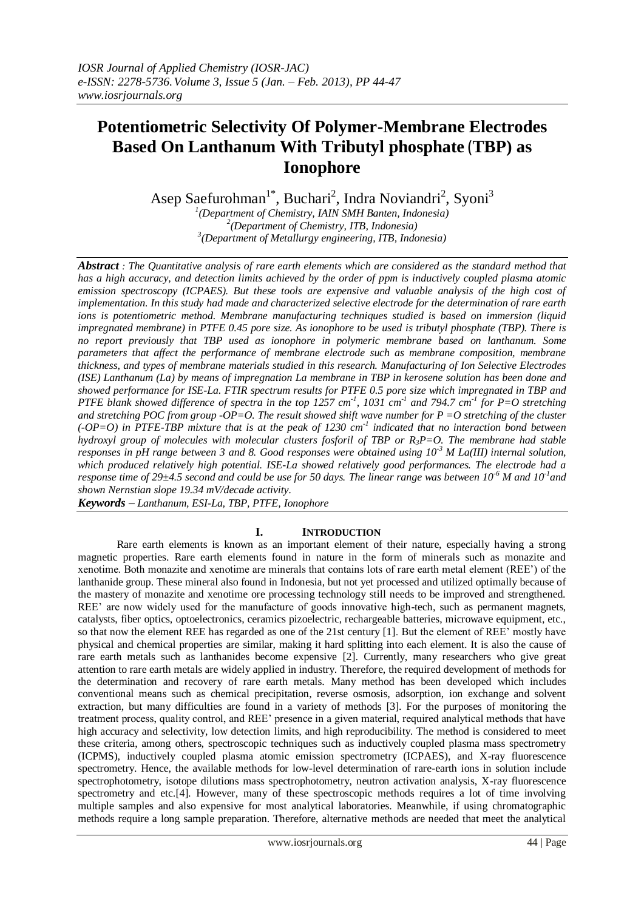# Potentiometric Selectivity Of Polymer-Membrane Electrodes Based On Lanthanum With Tributyl phosphate (TBP) as Ionophore

Asep Saefurohman[1*], Buchari[2], Indra Noviandri[2], Syoni[3]

[1](Department of Chemistry, IAIN SMH Banten, Indonesia)
[2](Department of Chemistry, ITB, Indonesia)
[3](Department of Metallurgy engineering, ITB, Indonesia)

***Abstract*** *: The Quantitative analysis of rare earth elements which are considered as the standard method that has a high accuracy, and detection limits achieved by the order of ppm is inductively coupled plasma atomic emission spectroscopy (ICPAES). But these tools are expensive and valuable analysis of the high cost of implementation. In this study had made and characterized selective electrode for the determination of rare earth ions is potentiometric method. Membrane manufacturing techniques studied is based on immersion (liquid impregnated membrane) in PTFE 0.45 pore size. As ionophore to be used is tributyl phosphate (TBP). There is no report previously that TBP used as ionophore in polymeric membrane based on lanthanum. Some parameters that affect the performance of membrane electrode such as membrane composition, membrane thickness, and types of membrane materials studied in this research. Manufacturing of Ion Selective Electrodes (ISE) Lanthanum (La) by means of impregnation La membrane in TBP in kerosene solution has been done and showed performance for ISE-La. FTIR spectrum results for PTFE 0.5 pore size which impregnated in TBP and PTFE blank showed difference of spectra in the top 1257 $cm^{-1}$, 1031 $cm^{-1}$ and 794.7 $cm^{-1}$ for P=O stretching and stretching POC from group -OP=O. The result showed shift wave number for P =O stretching of the cluster (-OP=O) in PTFE-TBP mixture that is at the peak of 1230 $cm^{-1}$ indicated that no interaction bond between hydroxyl group of molecules with molecular clusters fosforil of TBP or $R_3P$=O. The membrane had stable responses in pH range between 3 and 8. Good responses were obtained using $10^{-3}$ M La(III) internal solution, which produced relatively high potential. ISE-La showed relatively good performances. The electrode had a response time of 29±4.5 second and could be use for 50 days. The linear range was between $10^{-6}$ M and $10^{-1}$and shown Nernstian slope 19.34 mV/decade activity.*

***Keywords*** *– Lanthanum, ESI-La, TBP, PTFE, Ionophore*

## I. INTRODUCTION

Rare earth elements is known as an important element of their nature, especially having a strong magnetic properties. Rare earth elements found in nature in the form of minerals such as monazite and xenotime. Both monazite and xenotime are minerals that contains lots of rare earth metal element (REE') of the lanthanide group. These mineral also found in Indonesia, but not yet processed and utilized optimally because of the mastery of monazite and xenotime ore processing technology still needs to be improved and strengthened. REE' are now widely used for the manufacture of goods innovative high-tech, such as permanent magnets, catalysts, fiber optics, optoelectronics, ceramics pizoelectric, rechargeable batteries, microwave equipment, etc., so that now the element REE has regarded as one of the 21st century [1]. But the element of REE' mostly have physical and chemical properties are similar, making it hard splitting into each element. It is also the cause of rare earth metals such as lanthanides become expensive [2]. Currently, many researchers who give great attention to rare earth metals are widely applied in industry. Therefore, the required development of methods for the determination and recovery of rare earth metals. Many method has been developed which includes conventional means such as chemical precipitation, reverse osmosis, adsorption, ion exchange and solvent extraction, but many difficulties are found in a variety of methods [3]. For the purposes of monitoring the treatment process, quality control, and REE' presence in a given material, required analytical methods that have high accuracy and selectivity, low detection limits, and high reproducibility. The method is considered to meet these criteria, among others, spectroscopic techniques such as inductively coupled plasma mass spectrometry (ICPMS), inductively coupled plasma atomic emission spectrometry (ICPAES), and X-ray fluorescence spectrometry. Hence, the available methods for low-level determination of rare-earth ions in solution include spectrophotometry, isotope dilutions mass spectrophotometry, neutron activation analysis, X-ray fluorescence spectrometry and etc.[4]. However, many of these spectroscopic methods requires a lot of time involving multiple samples and also expensive for most analytical laboratories. Meanwhile, if using chromatographic methods require a long sample preparation. Therefore, alternative methods are needed that meet the analytical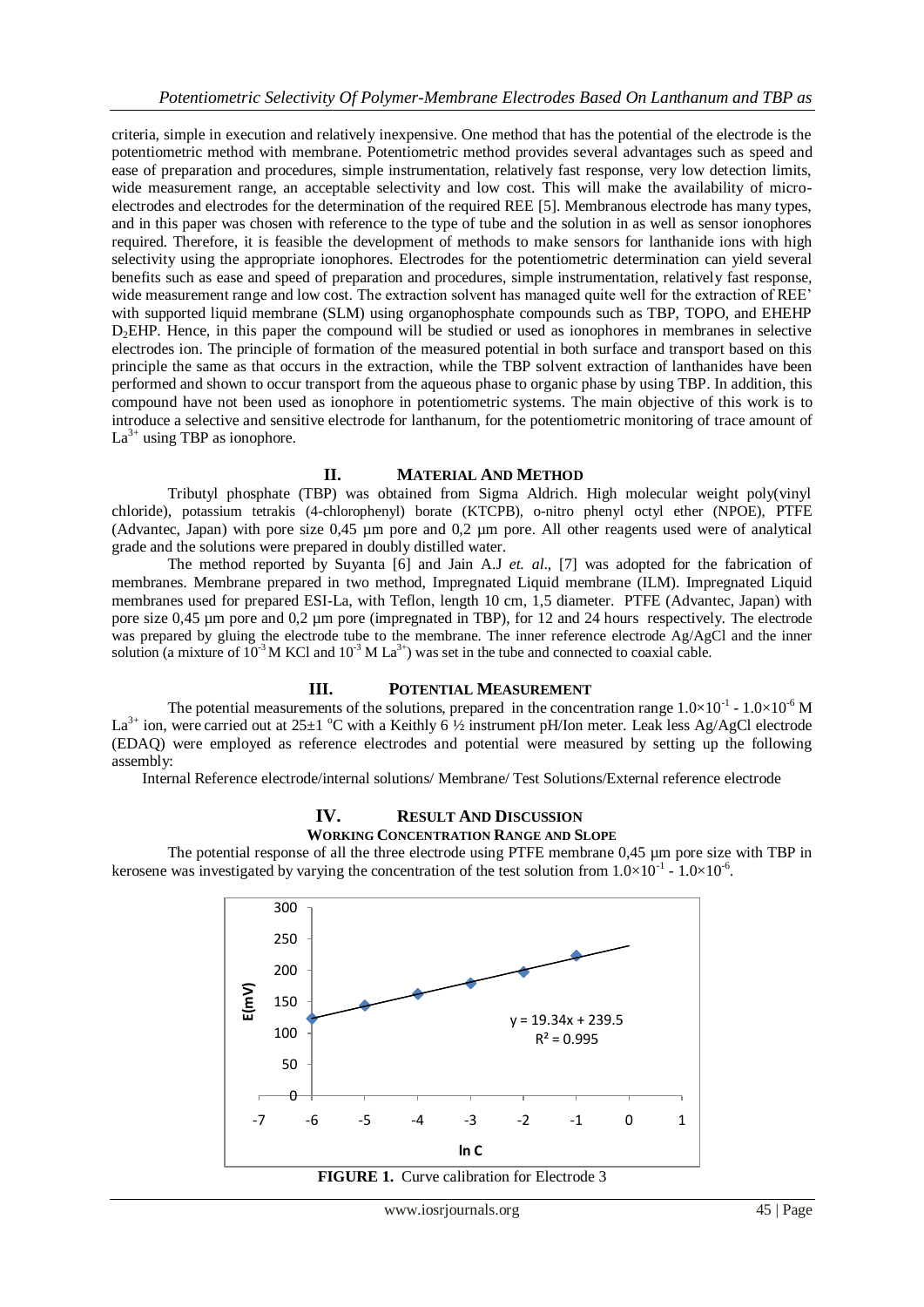criteria, simple in execution and relatively inexpensive. One method that has the potential of the electrode is the potentiometric method with membrane. Potentiometric method provides several advantages such as speed and ease of preparation and procedures, simple instrumentation, relatively fast response, very low detection limits, wide measurement range, an acceptable selectivity and low cost. This will make the availability of micro-electrodes and electrodes for the determination of the required REE [5]. Membranous electrode has many types, and in this paper was chosen with reference to the type of tube and the solution in as well as sensor ionophores required. Therefore, it is feasible the development of methods to make sensors for lanthanide ions with high selectivity using the appropriate ionophores. Electrodes for the potentiometric determination can yield several benefits such as ease and speed of preparation and procedures, simple instrumentation, relatively fast response, wide measurement range and low cost. The extraction solvent has managed quite well for the extraction of REE' with supported liquid membrane (SLM) using organophosphate compounds such as TBP, TOPO, and EHEHP $D_2$EHP. Hence, in this paper the compound will be studied or used as ionophores in membranes in selective electrodes ion. The principle of formation of the measured potential in both surface and transport based on this principle the same as that occurs in the extraction, while the TBP solvent extraction of lanthanides have been performed and shown to occur transport from the aqueous phase to organic phase by using TBP. In addition, this compound have not been used as ionophore in potentiometric systems. The main objective of this work is to introduce a selective and sensitive electrode for lanthanum, for the potentiometric monitoring of trace amount of $La^{3+}$ using TBP as ionophore.

## II. Material And Method

Tributyl phosphate (TBP) was obtained from Sigma Aldrich. High molecular weight poly(vinyl chloride), potassium tetrakis (4-chlorophenyl) borate (KTCPB), o-nitro phenyl octyl ether (NPOE), PTFE (Advantec, Japan) with pore size 0,45 µm pore and 0,2 µm pore. All other reagents used were of analytical grade and the solutions were prepared in doubly distilled water.

The method reported by Suyanta [6] and Jain A.J *et. al*., [7] was adopted for the fabrication of membranes. Membrane prepared in two method, Impregnated Liquid membrane (ILM). Impregnated Liquid membranes used for prepared ESI-La, with Teflon, length 10 cm, 1,5 diameter. PTFE (Advantec, Japan) with pore size 0,45 µm pore and 0,2 µm pore (impregnated in TBP), for 12 and 24 hours respectively. The electrode was prepared by gluing the electrode tube to the membrane. The inner reference electrode Ag/AgCl and the inner solution (a mixture of $10^{-3}$ M KCl and $10^{-3}$ M $La^{3+}$) was set in the tube and connected to coaxial cable.

## III. Potential Measurement

The potential measurements of the solutions, prepared in the concentration range $1.0\times10^{-1}$ - $1.0\times10^{-6}$ M $La^{3+}$ ion, were carried out at 25±1 °C with a Keithly 6 ½ instrument pH/Ion meter. Leak less Ag/AgCl electrode (EDAQ) were employed as reference electrodes and potential were measured by setting up the following assembly:

Internal Reference electrode/internal solutions/ Membrane/ Test Solutions/External reference electrode

## IV. Result And Discussion

### Working Concentration Range and Slope

The potential response of all the three electrode using PTFE membrane 0,45 µm pore size with TBP in kerosene was investigated by varying the concentration of the test solution from $1.0\times10^{-1}$ - $1.0\times10^{-6}$.

**FIGURE 1.** Curve calibration for Electrode 3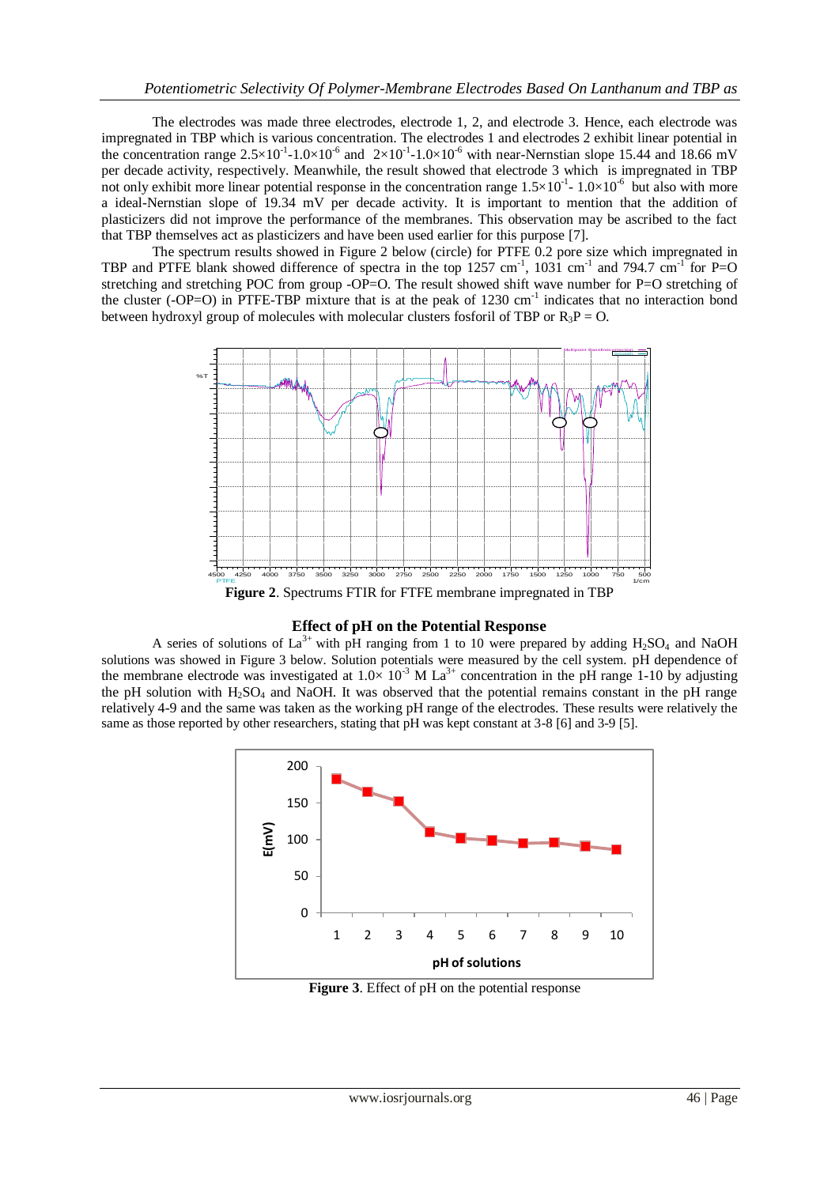The electrodes was made three electrodes, electrode 1, 2, and electrode 3. Hence, each electrode was impregnated in TBP which is various concentration. The electrodes 1 and electrodes 2 exhibit linear potential in the concentration range $2.5\times10^{-1}$-$1.0\times10^{-6}$ and $2\times10^{-1}$-$1.0\times10^{-6}$ with near-Nernstian slope 15.44 and 18.66 mV per decade activity, respectively. Meanwhile, the result showed that electrode 3 which is impregnated in TBP not only exhibit more linear potential response in the concentration range $1.5\times10^{-1}$- $1.0\times10^{-6}$ but also with more a ideal-Nernstian slope of 19.34 mV per decade activity. It is important to mention that the addition of plasticizers did not improve the performance of the membranes. This observation may be ascribed to the fact that TBP themselves act as plasticizers and have been used earlier for this purpose [7].

The spectrum results showed in Figure 2 below (circle) for PTFE 0.2 pore size which impregnated in TBP and PTFE blank showed difference of spectra in the top 1257 $cm^{-1}$, 1031 $cm^{-1}$ and 794.7 $cm^{-1}$ for P=O stretching and stretching POC from group -OP=O. The result showed shift wave number for P=O stretching of the cluster (-OP=O) in PTFE-TBP mixture that is at the peak of 1230 $cm^{-1}$ indicates that no interaction bond between hydroxyl group of molecules with molecular clusters fosforil of TBP or $R_3P = O$.

**Figure 2**. Spectrums FTIR for FTFE membrane impregnated in TBP

## Effect of pH on the Potential Response

A series of solutions of $La^{3+}$ with pH ranging from 1 to 10 were prepared by adding $H_2SO_4$ and NaOH solutions was showed in Figure 3 below. Solution potentials were measured by the cell system. pH dependence of the membrane electrode was investigated at $1.0\times 10^{-3}$ M $La^{3+}$ concentration in the pH range 1-10 by adjusting the pH solution with $H_2SO_4$ and NaOH. It was observed that the potential remains constant in the pH range relatively 4-9 and the same was taken as the working pH range of the electrodes. These results were relatively the same as those reported by other researchers, stating that pH was kept constant at 3-8 [6] and 3-9 [5].

**Figure 3**. Effect of pH on the potential response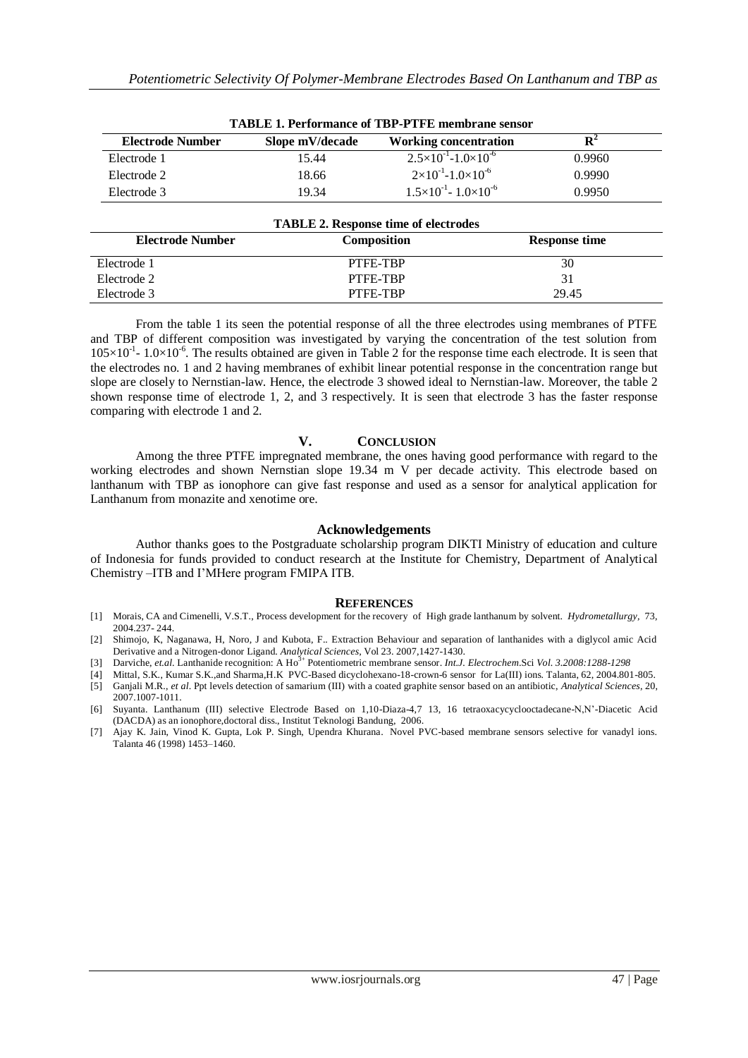**TABLE 1. Performance of TBP-PTFE membrane sensor**

| Electrode Number | Slope mV/decade | Working concentration | $R^2$ |
|---|---|---|---|
| Electrode 1 | 15.44 | $2.5\times10^{-1}$-$1.0\times10^{-6}$ | 0.9960 |
| Electrode 2 | 18.66 | $2\times10^{-1}$-$1.0\times10^{-6}$ | 0.9990 |
| Electrode 3 | 19.34 | $1.5\times10^{-1}$- $1.0\times10^{-6}$ | 0.9950 |

**TABLE 2. Response time of electrodes**

| Electrode Number | Composition | Response time |
|---|---|---|
| Electrode 1 | PTFE-TBP | 30 |
| Electrode 2 | PTFE-TBP | 31 |
| Electrode 3 | PTFE-TBP | 29.45 |

From the table 1 its seen the potential response of all the three electrodes using membranes of PTFE and TBP of different composition was investigated by varying the concentration of the test solution from $105\times10^{-1}$- $1.0\times10^{-6}$. The results obtained are given in Table 2 for the response time each electrode. It is seen that the electrodes no. 1 and 2 having membranes of exhibit linear potential response in the concentration range but slope are closely to Nernstian-law. Hence, the electrode 3 showed ideal to Nernstian-law. Moreover, the table 2 shown response time of electrode 1, 2, and 3 respectively. It is seen that electrode 3 has the faster response comparing with electrode 1 and 2.

## V. Conclusion

Among the three PTFE impregnated membrane, the ones having good performance with regard to the working electrodes and shown Nernstian slope 19.34 m V per decade activity. This electrode based on lanthanum with TBP as ionophore can give fast response and used as a sensor for analytical application for Lanthanum from monazite and xenotime ore.

## Acknowledgements

Author thanks goes to the Postgraduate scholarship program DIKTI Ministry of education and culture of Indonesia for funds provided to conduct research at the Institute for Chemistry, Department of Analytical Chemistry –ITB and I'MHere program FMIPA ITB.

## References

[1] Morais, CA and Cimenelli, V.S.T., Process development for the recovery of High grade lanthanum by solvent. *Hydrometallurgy*, 73, 2004.237- 244.

[2] Shimojo, K, Naganawa, H, Noro, J and Kubota, F.. Extraction Behaviour and separation of lanthanides with a diglycol amic Acid Derivative and a Nitrogen-donor Ligand. *Analytical Sciences*, Vol 23. 2007,1427-1430.

[3] Darviche, *et.al*. Lanthanide recognition: A $Ho^{3+}$ Potentiometric membrane sensor. *Int.J. Electrochem*.Sci *Vol. 3.2008:1288-1298*

[4] Mittal, S.K., Kumar S.K.,and Sharma,H.K PVC-Based dicyclohexano-18-crown-6 sensor for La(III) ions. Talanta, 62, 2004.801-805.

[5] Ganjali M.R., *et al*. Ppt levels detection of samarium (III) with a coated graphite sensor based on an antibiotic, *Analytical Sciences*, 20, 2007.1007-1011.

[6] Suyanta. Lanthanum (III) selective Electrode Based on 1,10-Diaza-4,7 13, 16 tetraoxacycyclooctadecane-N,N'-Diacetic Acid (DACDA) as an ionophore,doctoral diss., Institut Teknologi Bandung, 2006.

[7] Ajay K. Jain, Vinod K. Gupta, Lok P. Singh, Upendra Khurana. Novel PVC-based membrane sensors selective for vanadyl ions. Talanta 46 (1998) 1453–1460.